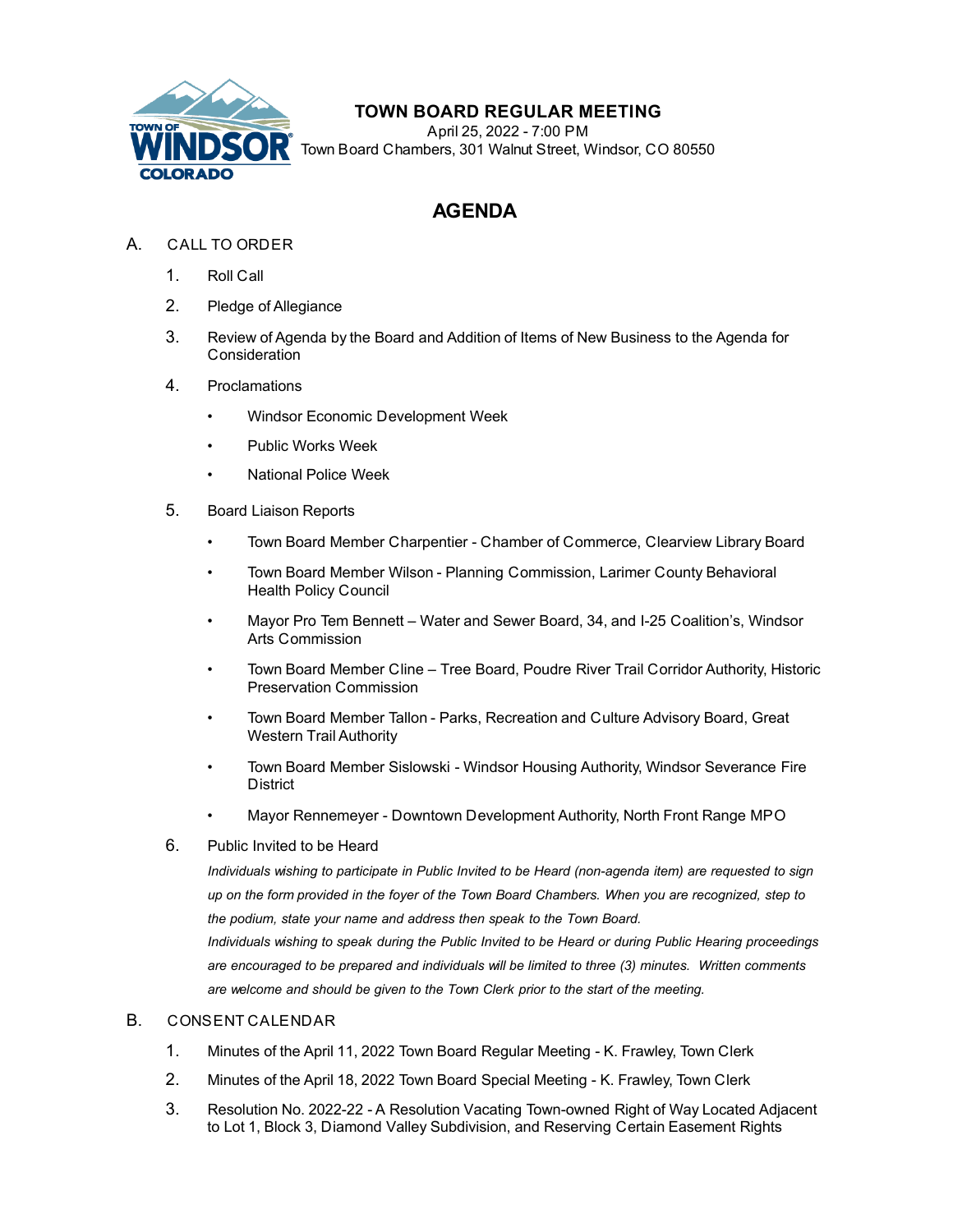# TOWN BOARD REGULAR MEETING

April 25, 2022 - 7:00 PM
Town Board Chambers, 301 Walnut Street, Windsor, CO 80550

## AGENDA

A. CALL TO ORDER

1. Roll Call
2. Pledge of Allegiance
3. Review of Agenda by the Board and Addition of Items of New Business to the Agenda for Consideration
4. Proclamations
   - Windsor Economic Development Week
   - Public Works Week
   - National Police Week
5. Board Liaison Reports
   - Town Board Member Charpentier - Chamber of Commerce, Clearview Library Board
   - Town Board Member Wilson - Planning Commission, Larimer County Behavioral Health Policy Council
   - Mayor Pro Tem Bennett – Water and Sewer Board, 34, and I-25 Coalition's, Windsor Arts Commission
   - Town Board Member Cline – Tree Board, Poudre River Trail Corridor Authority, Historic Preservation Commission
   - Town Board Member Tallon - Parks, Recreation and Culture Advisory Board, Great Western Trail Authority
   - Town Board Member Sislowski - Windsor Housing Authority, Windsor Severance Fire District
   - Mayor Rennemeyer - Downtown Development Authority, North Front Range MPO
6. Public Invited to be Heard

   *Individuals wishing to participate in Public Invited to be Heard (non-agenda item) are requested to sign up on the form provided in the foyer of the Town Board Chambers. When you are recognized, step to the podium, state your name and address then speak to the Town Board.*

   *Individuals wishing to speak during the Public Invited to be Heard or during Public Hearing proceedings are encouraged to be prepared and individuals will be limited to three (3) minutes. Written comments are welcome and should be given to the Town Clerk prior to the start of the meeting.*

B. CONSENT CALENDAR

1. Minutes of the April 11, 2022 Town Board Regular Meeting - K. Frawley, Town Clerk
2. Minutes of the April 18, 2022 Town Board Special Meeting - K. Frawley, Town Clerk
3. Resolution No. 2022-22 - A Resolution Vacating Town-owned Right of Way Located Adjacent to Lot 1, Block 3, Diamond Valley Subdivision, and Reserving Certain Easement Rights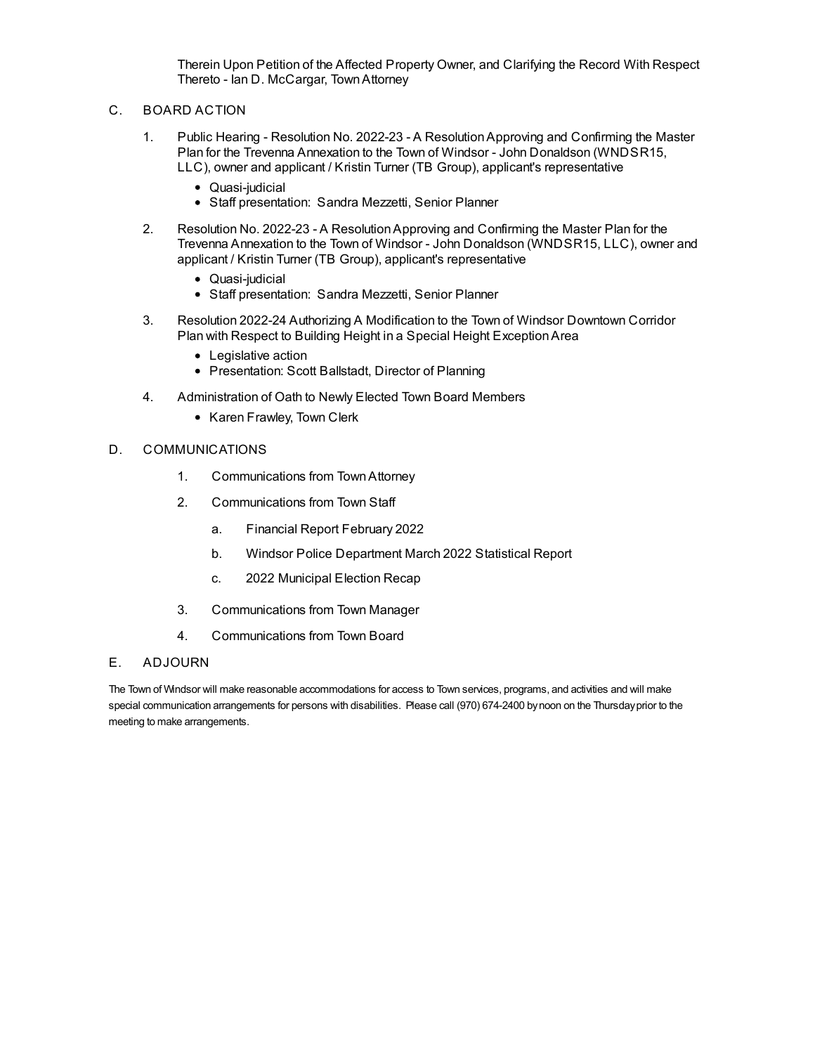Therein Upon Petition of the Affected Property Owner, and Clarifying the Record With Respect Thereto - Ian D. McCargar, Town Attorney

C. BOARD ACTION

1. Public Hearing - Resolution No. 2022-23 - A Resolution Approving and Confirming the Master Plan for the Trevenna Annexation to the Town of Windsor - John Donaldson (WNDSR15, LLC), owner and applicant / Kristin Turner (TB Group), applicant's representative
   - Quasi-judicial
   - Staff presentation: Sandra Mezzetti, Senior Planner

2. Resolution No. 2022-23 - A Resolution Approving and Confirming the Master Plan for the Trevenna Annexation to the Town of Windsor - John Donaldson (WNDSR15, LLC), owner and applicant / Kristin Turner (TB Group), applicant's representative
   - Quasi-judicial
   - Staff presentation: Sandra Mezzetti, Senior Planner

3. Resolution 2022-24 Authorizing A Modification to the Town of Windsor Downtown Corridor Plan with Respect to Building Height in a Special Height Exception Area
   - Legislative action
   - Presentation: Scott Ballstadt, Director of Planning

4. Administration of Oath to Newly Elected Town Board Members
   - Karen Frawley, Town Clerk

D. COMMUNICATIONS

1. Communications from Town Attorney
2. Communications from Town Staff
   a. Financial Report February 2022
   b. Windsor Police Department March 2022 Statistical Report
   c. 2022 Municipal Election Recap
3. Communications from Town Manager
4. Communications from Town Board

E. ADJOURN

The Town of Windsor will make reasonable accommodations for access to Town services, programs, and activities and will make special communication arrangements for persons with disabilities. Please call (970) 674-2400 by noon on the Thursday prior to the meeting to make arrangements.